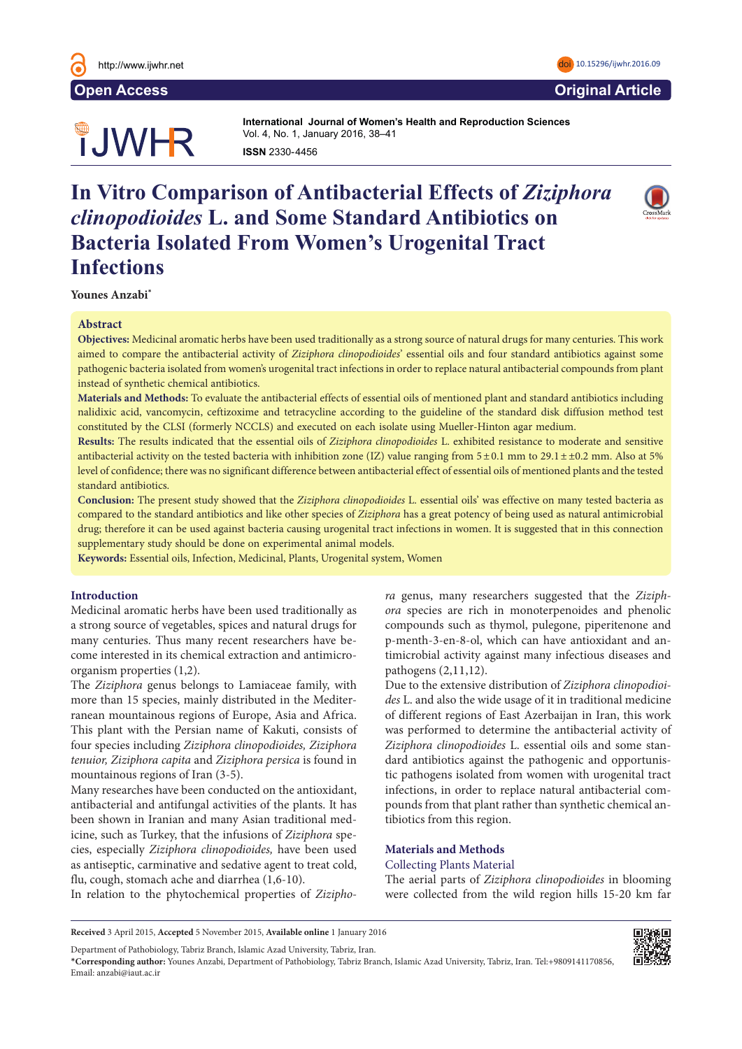# In Vitro Comparison of Antibacterial Effects of *Ziziphora clinopodioides* L. and Some Standard Antibiotics on Bacteria Isolated From Women's Urogenital Tract Infections

**Younes Anzabi***

## Abstract

**Objectives:** Medicinal aromatic herbs have been used traditionally as a strong source of natural drugs for many centuries. This work aimed to compare the antibacterial activity of *Ziziphora clinopodioides*' essential oils and four standard antibiotics against some pathogenic bacteria isolated from women's urogenital tract infections in order to replace natural antibacterial compounds from plant instead of synthetic chemical antibiotics.

**Materials and Methods:** To evaluate the antibacterial effects of essential oils of mentioned plant and standard antibiotics including nalidixic acid, vancomycin, ceftizoxime and tetracycline according to the guideline of the standard disk diffusion method test constituted by the CLSI (formerly NCCLS) and executed on each isolate using Mueller-Hinton agar medium.

**Results:** The results indicated that the essential oils of *Ziziphora clinopodioides* L. exhibited resistance to moderate and sensitive antibacterial activity on the tested bacteria with inhibition zone (IZ) value ranging from 5 ± 0.1 mm to 29.1 ± ±0.2 mm. Also at 5% level of confidence; there was no significant difference between antibacterial effect of essential oils of mentioned plants and the tested standard antibiotics.

**Conclusion:** The present study showed that the *Ziziphora clinopodioides* L. essential oils' was effective on many tested bacteria as compared to the standard antibiotics and like other species of *Ziziphora* has a great potency of being used as natural antimicrobial drug; therefore it can be used against bacteria causing urogenital tract infections in women. It is suggested that in this connection supplementary study should be done on experimental animal models.

**Keywords:** Essential oils, Infection, Medicinal, Plants, Urogenital system, Women

## Introduction

Medicinal aromatic herbs have been used traditionally as a strong source of vegetables, spices and natural drugs for many centuries. Thus many recent researchers have become interested in its chemical extraction and antimicroorganism properties (1,2).

The *Ziziphora* genus belongs to Lamiaceae family, with more than 15 species, mainly distributed in the Mediterranean mountainous regions of Europe, Asia and Africa. This plant with the Persian name of Kakuti, consists of four species including *Ziziphora clinopodioides, Ziziphora tenuior, Ziziphora capita* and *Ziziphora persica* is found in mountainous regions of Iran (3-5).

Many researches have been conducted on the antioxidant, antibacterial and antifungal activities of the plants. It has been shown in Iranian and many Asian traditional medicine, such as Turkey, that the infusions of *Ziziphora* species, especially *Ziziphora clinopodioides,* have been used as antiseptic, carminative and sedative agent to treat cold, flu, cough, stomach ache and diarrhea (1,6-10).

In relation to the phytochemical properties of *Ziziphora* genus, many researchers suggested that the *Ziziphora* species are rich in monoterpenoides and phenolic compounds such as thymol, pulegone, piperitenone and p-menth-3-en-8-ol, which can have antioxidant and antimicrobial activity against many infectious diseases and pathogens (2,11,12).

Due to the extensive distribution of *Ziziphora clinopodioides* L. and also the wide usage of it in traditional medicine of different regions of East Azerbaijan in Iran, this work was performed to determine the antibacterial activity of *Ziziphora clinopodioides* L. essential oils and some standard antibiotics against the pathogenic and opportunistic pathogens isolated from women with urogenital tract infections, in order to replace natural antibacterial compounds from that plant rather than synthetic chemical antibiotics from this region.

## Materials and Methods

### Collecting Plants Material

The aerial parts of *Ziziphora clinopodioides* in blooming were collected from the wild region hills 15-20 km far

**Received** 3 April 2015, **Accepted** 5 November 2015, **Available online** 1 January 2016

Department of Pathobiology, Tabriz Branch, Islamic Azad University, Tabriz, Iran.

***Corresponding author:** Younes Anzabi, Department of Pathobiology, Tabriz Branch, Islamic Azad University, Tabriz, Iran. Tel:+9809141170856, Email: anzabi@iaut.ac.ir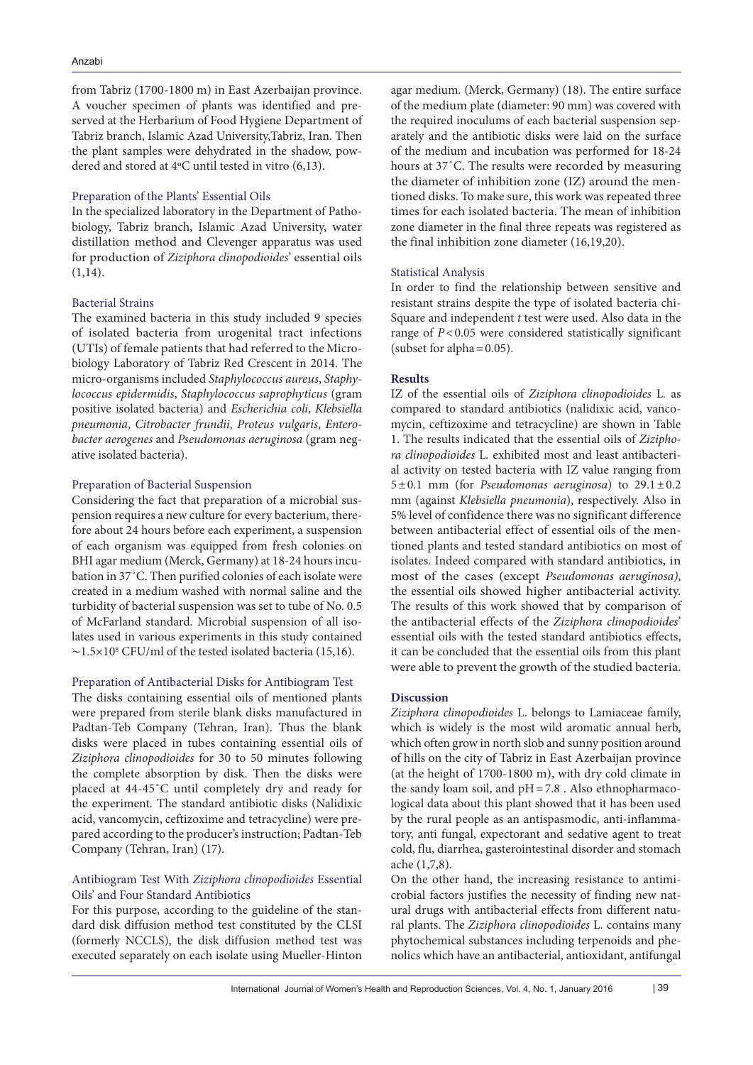from Tabriz (1700-1800 m) in East Azerbaijan province. A voucher specimen of plants was identified and preserved at the Herbarium of Food Hygiene Department of Tabriz branch, Islamic Azad University,Tabriz, Iran. Then the plant samples were dehydrated in the shadow, powdered and stored at 4ºC until tested in vitro (6,13).

### Preparation of the Plants' Essential Oils

In the specialized laboratory in the Department of Pathobiology, Tabriz branch, Islamic Azad University, water distillation method and Clevenger apparatus was used for production of *Ziziphora clinopodioides*' essential oils (1,14).

### Bacterial Strains

The examined bacteria in this study included 9 species of isolated bacteria from urogenital tract infections (UTIs) of female patients that had referred to the Microbiology Laboratory of Tabriz Red Crescent in 2014. The micro-organisms included *Staphylococcus aureus*, *Staphylococcus epidermidis*, *Staphylococcus saprophyticus* (gram positive isolated bacteria) and *Escherichia coli*, *Klebsiella pneumonia*, *Citrobacter frundii*, *Proteus vulgaris*, *Enterobacter aerogenes* and *Pseudomonas aeruginosa* (gram negative isolated bacteria).

### Preparation of Bacterial Suspension

Considering the fact that preparation of a microbial suspension requires a new culture for every bacterium, therefore about 24 hours before each experiment, a suspension of each organism was equipped from fresh colonies on BHI agar medium (Merck, Germany) at 18-24 hours incubation in 37˚C. Then purified colonies of each isolate were created in a medium washed with normal saline and the turbidity of bacterial suspension was set to tube of No. 0.5 of McFarland standard. Microbial suspension of all isolates used in various experiments in this study contained ~$1.5\times10^8$ CFU/ml of the tested isolated bacteria (15,16).

### Preparation of Antibacterial Disks for Antibiogram Test

The disks containing essential oils of mentioned plants were prepared from sterile blank disks manufactured in Padtan-Teb Company (Tehran, Iran). Thus the blank disks were placed in tubes containing essential oils of *Ziziphora clinopodioides* for 30 to 50 minutes following the complete absorption by disk. Then the disks were placed at 44-45˚C until completely dry and ready for the experiment. The standard antibiotic disks (Nalidixic acid, vancomycin, ceftizoxime and tetracycline) were prepared according to the producer's instruction; Padtan-Teb Company (Tehran, Iran) (17).

### Antibiogram Test With *Ziziphora clinopodioides* Essential Oils' and Four Standard Antibiotics

For this purpose, according to the guideline of the standard disk diffusion method test constituted by the CLSI (formerly NCCLS), the disk diffusion method test was executed separately on each isolate using Mueller-Hinton agar medium. (Merck, Germany) (18). The entire surface of the medium plate (diameter: 90 mm) was covered with the required inoculums of each bacterial suspension separately and the antibiotic disks were laid on the surface of the medium and incubation was performed for 18-24 hours at 37˚C. The results were recorded by measuring the diameter of inhibition zone (IZ) around the mentioned disks. To make sure, this work was repeated three times for each isolated bacteria. The mean of inhibition zone diameter in the final three repeats was registered as the final inhibition zone diameter (16,19,20).

### Statistical Analysis

In order to find the relationship between sensitive and resistant strains despite the type of isolated bacteria chi-Square and independent *t* test were used. Also data in the range of $P<0.05$ were considered statistically significant (subset for alpha = 0.05).

## Results

IZ of the essential oils of *Ziziphora clinopodioides* L. as compared to standard antibiotics (nalidixic acid, vancomycin, ceftizoxime and tetracycline) are shown in Table 1. The results indicated that the essential oils of *Ziziphora clinopodioides* L. exhibited most and least antibacterial activity on tested bacteria with IZ value ranging from $5\pm0.1$ mm (for *Pseudomonas aeruginosa*) to $29.1\pm0.2$ mm (against *Klebsiella pneumonia*), respectively. Also in 5% level of confidence there was no significant difference between antibacterial effect of essential oils of the mentioned plants and tested standard antibiotics on most of isolates. Indeed compared with standard antibiotics, in most of the cases (except *Pseudomonas aeruginosa)*, the essential oils showed higher antibacterial activity. The results of this work showed that by comparison of the antibacterial effects of the *Ziziphora clinopodioides*' essential oils with the tested standard antibiotics effects, it can be concluded that the essential oils from this plant were able to prevent the growth of the studied bacteria.

## Discussion

*Ziziphora clinopodioides* L. belongs to Lamiaceae family, which is widely is the most wild aromatic annual herb, which often grow in north slob and sunny position around of hills on the city of Tabriz in East Azerbaijan province (at the height of 1700-1800 m), with dry cold climate in the sandy loam soil, and pH = 7.8 . Also ethnopharmacological data about this plant showed that it has been used by the rural people as an antispasmodic, anti-inflammatory, anti fungal, expectorant and sedative agent to treat cold, flu, diarrhea, gasterointestinal disorder and stomach ache (1,7,8).

On the other hand, the increasing resistance to antimicrobial factors justifies the necessity of finding new natural drugs with antibacterial effects from different natural plants. The *Ziziphora clinopodioides* L. contains many phytochemical substances including terpenoids and phenolics which have an antibacterial, antioxidant, antifungal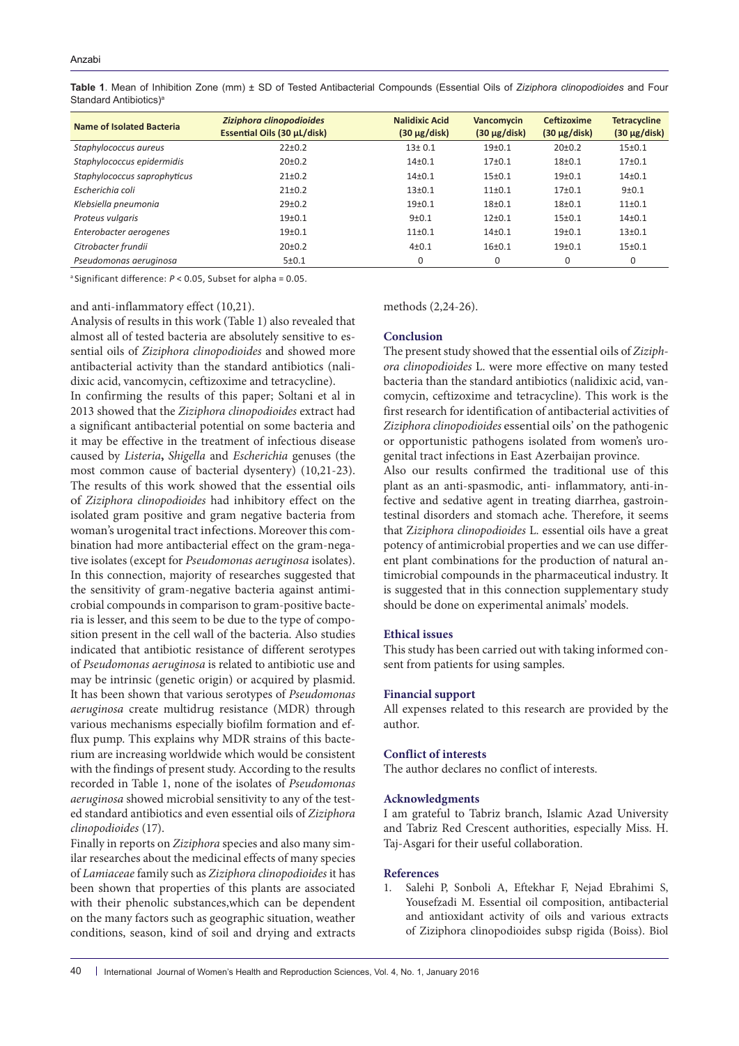**Table 1**. Mean of Inhibition Zone (mm) ± SD of Tested Antibacterial Compounds (Essential Oils of *Ziziphora clinopodioides* and Four Standard Antibiotics)[a]

| Name of Isolated Bacteria | *Ziziphora clinopodioides* Essential Oils (30 µL/disk) | Nalidixic Acid (30 µg/disk) | Vancomycin (30 µg/disk) | Ceftizoxime (30 µg/disk) | Tetracycline (30 µg/disk) |
|---|---|---|---|---|---|
| *Staphylococcus aureus* | 22±0.2 | 13± 0.1 | 19±0.1 | 20±0.2 | 15±0.1 |
| *Staphylococcus epidermidis* | 20±0.2 | 14±0.1 | 17±0.1 | 18±0.1 | 17±0.1 |
| *Staphylococcus saprophyticus* | 21±0.2 | 14±0.1 | 15±0.1 | 19±0.1 | 14±0.1 |
| *Escherichia coli* | 21±0.2 | 13±0.1 | 11±0.1 | 17±0.1 | 9±0.1 |
| *Klebsiella pneumonia* | 29±0.2 | 19±0.1 | 18±0.1 | 18±0.1 | 11±0.1 |
| *Proteus vulgaris* | 19±0.1 | 9±0.1 | 12±0.1 | 15±0.1 | 14±0.1 |
| *Enterobacter aerogenes* | 19±0.1 | 11±0.1 | 14±0.1 | 19±0.1 | 13±0.1 |
| *Citrobacter frundii* | 20±0.2 | 4±0.1 | 16±0.1 | 19±0.1 | 15±0.1 |
| *Pseudomonas aeruginosa* | 5±0.1 | 0 | 0 | 0 | 0 |

[a] Significant difference: $P < 0.05$, Subset for alpha = 0.05.

and anti-inflammatory effect (10,21).

Analysis of results in this work (Table 1) also revealed that almost all of tested bacteria are absolutely sensitive to essential oils of *Ziziphora clinopodioides* and showed more antibacterial activity than the standard antibiotics (nalidixic acid, vancomycin, ceftizoxime and tetracycline).

In confirming the results of this paper; Soltani et al in 2013 showed that the *Ziziphora clinopodioides* extract had a significant antibacterial potential on some bacteria and it may be effective in the treatment of infectious disease caused by *Listeria*, *Shigella* and *Escherichia* genuses (the most common cause of bacterial dysentery) (10,21-23). The results of this work showed that the essential oils of *Ziziphora clinopodioides* had inhibitory effect on the isolated gram positive and gram negative bacteria from woman's urogenital tract infections. Moreover this combination had more antibacterial effect on the gram-negative isolates (except for *Pseudomonas aeruginosa* isolates). In this connection, majority of researches suggested that the sensitivity of gram-negative bacteria against antimicrobial compounds in comparison to gram-positive bacteria is lesser, and this seem to be due to the type of composition present in the cell wall of the bacteria. Also studies indicated that antibiotic resistance of different serotypes of *Pseudomonas aeruginosa* is related to antibiotic use and may be intrinsic (genetic origin) or acquired by plasmid. It has been shown that various serotypes of *Pseudomonas aeruginosa* create multidrug resistance (MDR) through various mechanisms especially biofilm formation and efflux pump. This explains why MDR strains of this bacterium are increasing worldwide which would be consistent with the findings of present study. According to the results recorded in Table 1, none of the isolates of *Pseudomonas aeruginosa* showed microbial sensitivity to any of the tested standard antibiotics and even essential oils of *Ziziphora clinopodioides* (17).

Finally in reports on *Ziziphora* species and also many similar researches about the medicinal effects of many species of *Lamiaceae* family such as *Ziziphora clinopodioides* it has been shown that properties of this plants are associated with their phenolic substances,which can be dependent on the many factors such as geographic situation, weather conditions, season, kind of soil and drying and extracts methods (2,24-26).

## Conclusion

The present study showed that the essential oils of *Ziziphora clinopodioides* L. were more effective on many tested bacteria than the standard antibiotics (nalidixic acid, vancomycin, ceftizoxime and tetracycline). This work is the first research for identification of antibacterial activities of *Ziziphora clinopodioides* essential oils' on the pathogenic or opportunistic pathogens isolated from women's urogenital tract infections in East Azerbaijan province.

Also our results confirmed the traditional use of this plant as an anti-spasmodic, anti- inflammatory, anti-infective and sedative agent in treating diarrhea, gastrointestinal disorders and stomach ache. Therefore, it seems that *Ziziphora clinopodioides* L. essential oils have a great potency of antimicrobial properties and we can use different plant combinations for the production of natural antimicrobial compounds in the pharmaceutical industry. It is suggested that in this connection supplementary study should be done on experimental animals' models.

## Ethical issues

This study has been carried out with taking informed consent from patients for using samples.

## Financial support

All expenses related to this research are provided by the author.

## Conflict of interests

The author declares no conflict of interests.

## Acknowledgments

I am grateful to Tabriz branch, Islamic Azad University and Tabriz Red Crescent authorities, especially Miss. H. Taj-Asgari for their useful collaboration.

## References

1. Salehi P, Sonboli A, Eftekhar F, Nejad Ebrahimi S, Yousefzadi M. Essential oil composition, antibacterial and antioxidant activity of oils and various extracts of Ziziphora clinopodioides subsp rigida (Boiss). Biol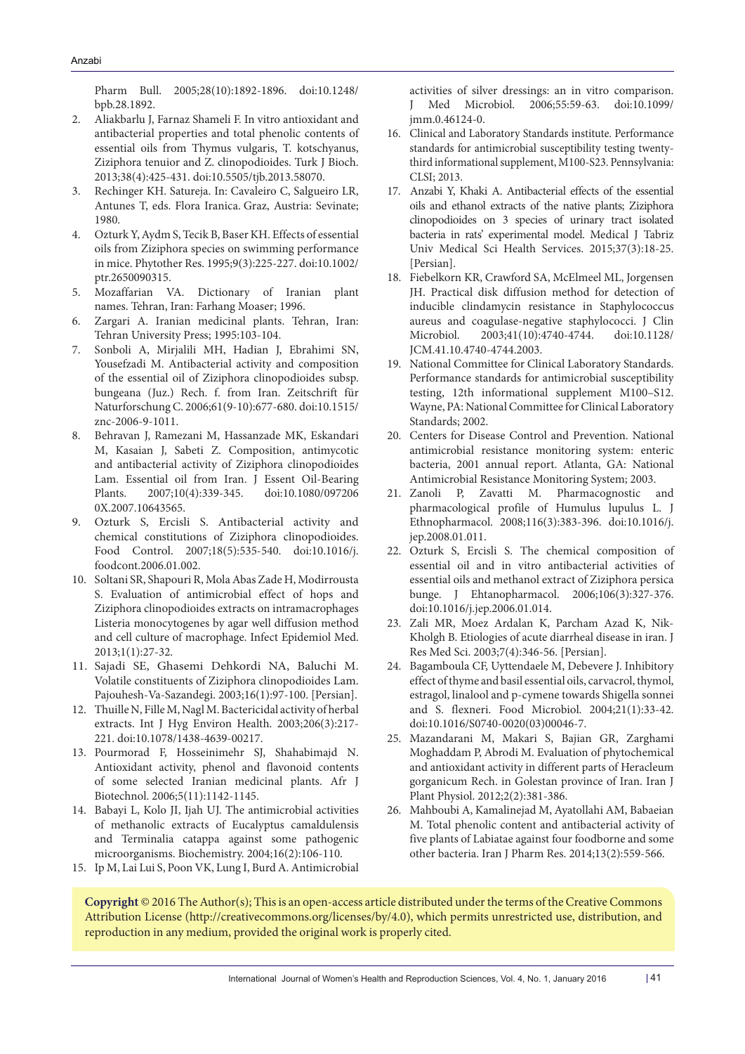Pharm Bull. 2005;28(10):1892-1896. doi:10.1248/bpb.28.1892.

2. Aliakbarlu J, Farnaz Shameli F. In vitro antioxidant and antibacterial properties and total phenolic contents of essential oils from Thymus vulgaris, T. kotschyanus, Ziziphora tenuior and Z. clinopodioides. Turk J Bioch. 2013;38(4):425-431. doi:10.5505/tjb.2013.58070.
3. Rechinger KH. Satureja. In: Cavaleiro C, Salgueiro LR, Antunes T, eds. Flora Iranica. Graz, Austria: Sevinate; 1980.
4. Ozturk Y, Aydm S, Tecik B, Baser KH. Effects of essential oils from Ziziphora species on swimming performance in mice. Phytother Res. 1995;9(3):225-227. doi:10.1002/ptr.2650090315.
5. Mozaffarian VA. Dictionary of Iranian plant names. Tehran, Iran: Farhang Moaser; 1996.
6. Zargari A. Iranian medicinal plants. Tehran, Iran: Tehran University Press; 1995:103-104.
7. Sonboli A, Mirjalili MH, Hadian J, Ebrahimi SN, Yousefzadi M. Antibacterial activity and composition of the essential oil of Ziziphora clinopodioides subsp. bungeana (Juz.) Rech. f. from Iran. Zeitschrift für Naturforschung C. 2006;61(9-10):677-680. doi:10.1515/znc-2006-9-1011.
8. Behravan J, Ramezani M, Hassanzade MK, Eskandari M, Kasaian J, Sabeti Z. Composition, antimycotic and antibacterial activity of Ziziphora clinopodioides Lam. Essential oil from Iran. J Essent Oil-Bearing Plants. 2007;10(4):339-345. doi:10.1080/0972060X.2007.10643565.
9. Ozturk S, Ercisli S. Antibacterial activity and chemical constitutions of Ziziphora clinopodioides. Food Control. 2007;18(5):535-540. doi:10.1016/j.foodcont.2006.01.002.
10. Soltani SR, Shapouri R, Mola Abas Zade H, Modirrousta S. Evaluation of antimicrobial effect of hops and Ziziphora clinopodioides extracts on intramacrophages Listeria monocytogenes by agar well diffusion method and cell culture of macrophage. Infect Epidemiol Med. 2013;1(1):27-32.
11. Sajadi SE, Ghasemi Dehkordi NA, Baluchi M. Volatile constituents of Ziziphora clinopodioides Lam. Pajouhesh-Va-Sazandegi. 2003;16(1):97-100. [Persian].
12. Thuille N, Fille M, Nagl M. Bactericidal activity of herbal extracts. Int J Hyg Environ Health. 2003;206(3):217-221. doi:10.1078/1438-4639-00217.
13. Pourmorad F, Hosseinimehr SJ, Shahabimajd N. Antioxidant activity, phenol and flavonoid contents of some selected Iranian medicinal plants. Afr J Biotechnol. 2006;5(11):1142-1145.
14. Babayi L, Kolo JI, Ijah UJ. The antimicrobial activities of methanolic extracts of Eucalyptus camaldulensis and Terminalia catappa against some pathogenic microorganisms. Biochemistry. 2004;16(2):106-110.
15. Ip M, Lai Lui S, Poon VK, Lung I, Burd A. Antimicrobial activities of silver dressings: an in vitro comparison. J Med Microbiol. 2006;55:59-63. doi:10.1099/jmm.0.46124-0.
16. Clinical and Laboratory Standards institute. Performance standards for antimicrobial susceptibility testing twenty-third informational supplement, M100-S23. Pennsylvania: CLSI; 2013.
17. Anzabi Y, Khaki A. Antibacterial effects of the essential oils and ethanol extracts of the native plants; Ziziphora clinopodioides on 3 species of urinary tract isolated bacteria in rats' experimental model. Medical J Tabriz Univ Medical Sci Health Services. 2015;37(3):18-25. [Persian].
18. Fiebelkorn KR, Crawford SA, McElmeel ML, Jorgensen JH. Practical disk diffusion method for detection of inducible clindamycin resistance in Staphylococcus aureus and coagulase-negative staphylococci. J Clin Microbiol. 2003;41(10):4740-4744. doi:10.1128/JCM.41.10.4740-4744.2003.
19. National Committee for Clinical Laboratory Standards. Performance standards for antimicrobial susceptibility testing, 12th informational supplement M100–S12. Wayne, PA: National Committee for Clinical Laboratory Standards; 2002.
20. Centers for Disease Control and Prevention. National antimicrobial resistance monitoring system: enteric bacteria, 2001 annual report. Atlanta, GA: National Antimicrobial Resistance Monitoring System; 2003.
21. Zanoli P, Zavatti M. Pharmacognostic and pharmacological profile of Humulus lupulus L. J Ethnopharmacol. 2008;116(3):383-396. doi:10.1016/j.jep.2008.01.011.
22. Ozturk S, Ercisli S. The chemical composition of essential oil and in vitro antibacterial activities of essential oils and methanol extract of Ziziphora persica bunge. J Ehtanopharmacol. 2006;106(3):327-376. doi:10.1016/j.jep.2006.01.014.
23. Zali MR, Moez Ardalan K, Parcham Azad K, Nik-Kholgh B. Etiologies of acute diarrheal disease in iran. J Res Med Sci. 2003;7(4):346-56. [Persian].
24. Bagamboula CF, Uyttendaele M, Debevere J. Inhibitory effect of thyme and basil essential oils, carvacrol, thymol, estragol, linalool and p-cymene towards Shigella sonnei and S. flexneri. Food Microbiol. 2004;21(1):33-42. doi:10.1016/S0740-0020(03)00046-7.
25. Mazandarani M, Makari S, Bajian GR, Zarghami Moghaddam P, Abrodi M. Evaluation of phytochemical and antioxidant activity in different parts of Heracleum gorganicum Rech. in Golestan province of Iran. Iran J Plant Physiol. 2012;2(2):381-386.
26. Mahboubi A, Kamalinejad M, Ayatollahi AM, Babaeian M. Total phenolic content and antibacterial activity of five plants of Labiatae against four foodborne and some other bacteria. Iran J Pharm Res. 2014;13(2):559-566.

**Copyright** © 2016 The Author(s); This is an open-access article distributed under the terms of the Creative Commons Attribution License (http://creativecommons.org/licenses/by/4.0), which permits unrestricted use, distribution, and reproduction in any medium, provided the original work is properly cited.